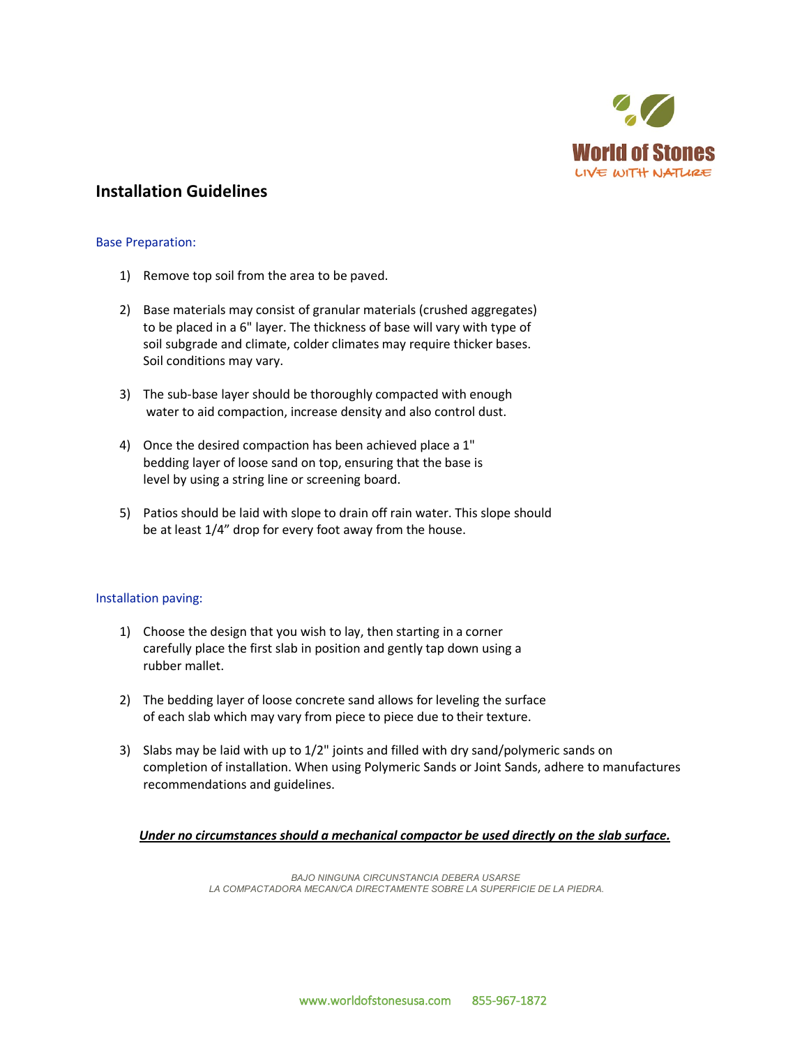World of Stones
LIVE WITH NATURE

# Installation Guidelines

## Base Preparation:

1) Remove top soil from the area to be paved.

2) Base materials may consist of granular materials (crushed aggregates) to be placed in a 6" layer. The thickness of base will vary with type of soil subgrade and climate, colder climates may require thicker bases. Soil conditions may vary.

3) The sub-base layer should be thoroughly compacted with enough water to aid compaction, increase density and also control dust.

4) Once the desired compaction has been achieved place a 1" bedding layer of loose sand on top, ensuring that the base is level by using a string line or screening board.

5) Patios should be laid with slope to drain off rain water. This slope should be at least 1/4" drop for every foot away from the house.

## Installation paving:

1) Choose the design that you wish to lay, then starting in a corner carefully place the first slab in position and gently tap down using a rubber mallet.

2) The bedding layer of loose concrete sand allows for leveling the surface of each slab which may vary from piece to piece due to their texture.

3) Slabs may be laid with up to 1/2" joints and filled with dry sand/polymeric sands on completion of installation. When using Polymeric Sands or Joint Sands, adhere to manufactures recommendations and guidelines.

***Under no circumstances should a mechanical compactor be used directly on the slab surface.***

*BAJO NINGUNA CIRCUNSTANCIA DEBERA USARSE LA COMPACTADORA MECAN/CA DIRECTAMENTE SOBRE LA SUPERFICIE DE LA PIEDRA.*

www.worldofstonesusa.com 855-967-1872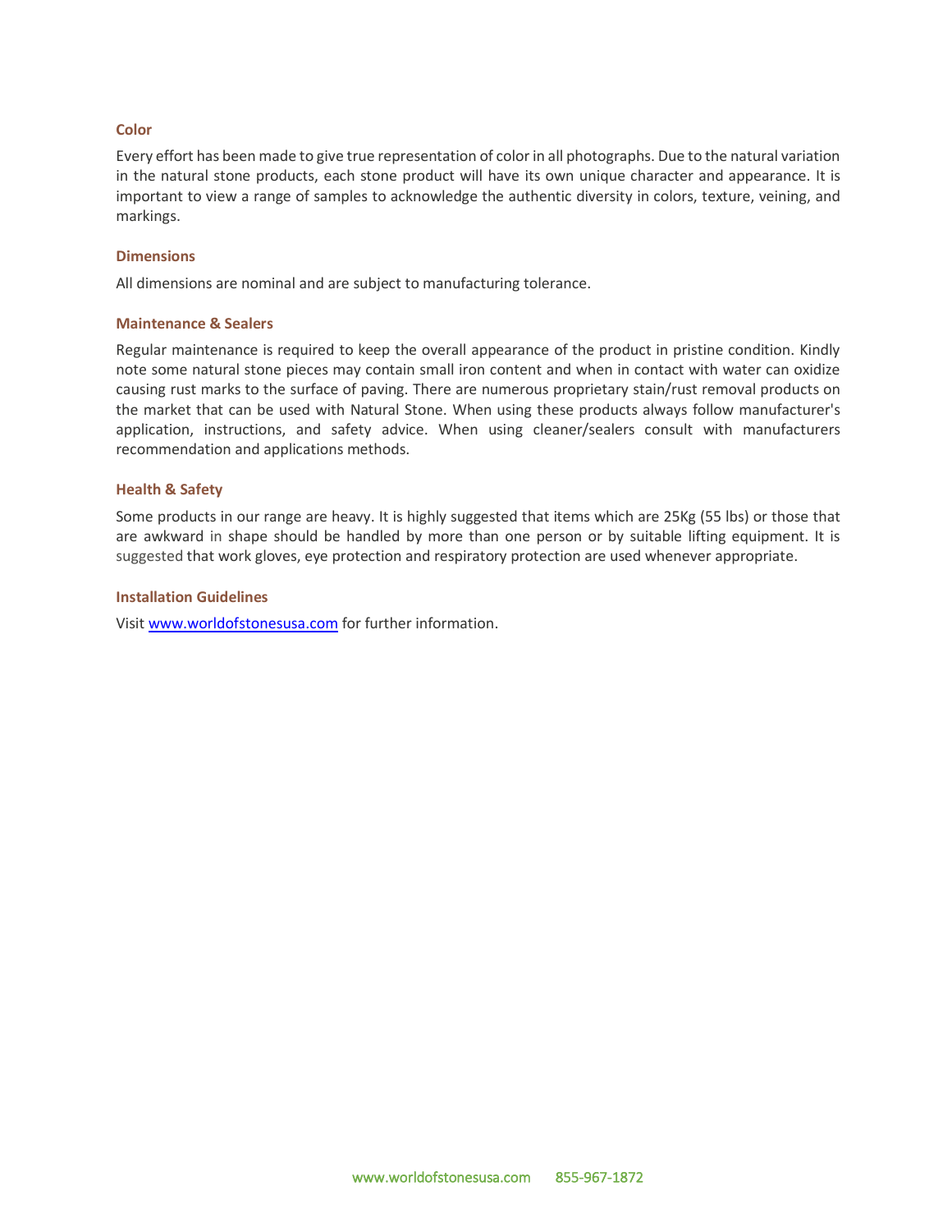### Color

Every effort has been made to give true representation of color in all photographs. Due to the natural variation in the natural stone products, each stone product will have its own unique character and appearance. It is important to view a range of samples to acknowledge the authentic diversity in colors, texture, veining, and markings.

### Dimensions

All dimensions are nominal and are subject to manufacturing tolerance.

### Maintenance & Sealers

Regular maintenance is required to keep the overall appearance of the product in pristine condition. Kindly note some natural stone pieces may contain small iron content and when in contact with water can oxidize causing rust marks to the surface of paving. There are numerous proprietary stain/rust removal products on the market that can be used with Natural Stone. When using these products always follow manufacturer's application, instructions, and safety advice. When using cleaner/sealers consult with manufacturers recommendation and applications methods.

### Health & Safety

Some products in our range are heavy. It is highly suggested that items which are 25Kg (55 lbs) or those that are awkward in shape should be handled by more than one person or by suitable lifting equipment. It is suggested that work gloves, eye protection and respiratory protection are used whenever appropriate.

### Installation Guidelines

Visit [www.worldofstonesusa.com](http://www.worldofstonesusa.com) for further information.

www.worldofstonesusa.com 855-967-1872